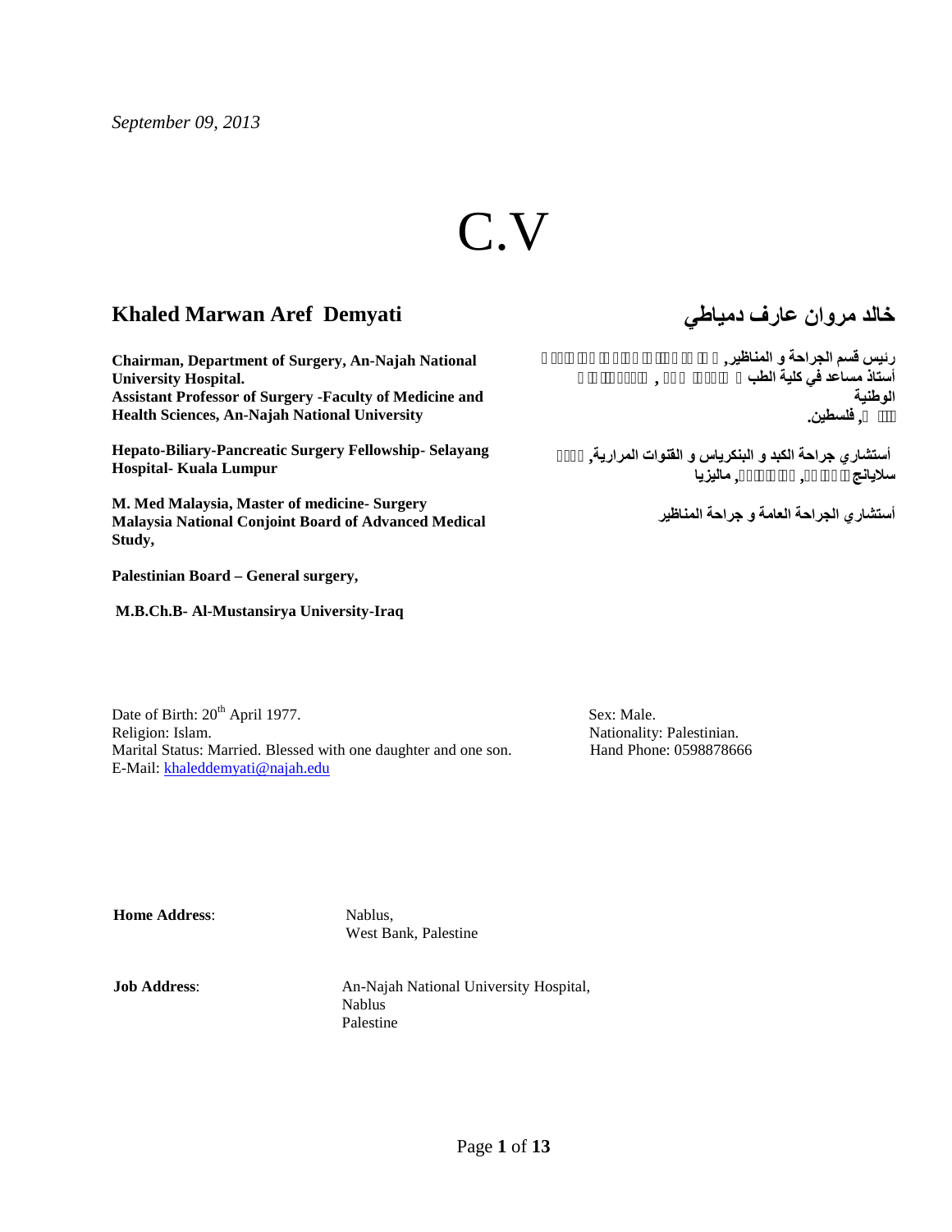*September 09, 2013*

# C.V

## Khaled Marwan Aref Demyati

## خالد مروان عارف دمياطي

**Chairman, Department of Surgery, An-Najah National University Hospital.**
**Assistant Professor of Surgery -Faculty of Medicine and Health Sciences, An-Najah National University**

**Hepato-Biliary-Pancreatic Surgery Fellowship- Selayang Hospital- Kuala Lumpur**

**M. Med Malaysia, Master of medicine- Surgery**
**Malaysia National Conjoint Board of Advanced Medical Study,**

**Palestinian Board – General surgery,**

**M.B.Ch.B- Al-Mustansirya University-Iraq**

**رئيس قسم الجراحة و المناظير,**
**أستاذ مساعد في كلية الطب , الوطنية**
**, فلسطين.**

**أستشاري جراحة الكبد و البنكرياس و القنوات المرارية,**
**سلايانج , , ماليزيا**

**أستشاري الجراحة العامة و جراحة المناظير**

Date of Birth: 20th April 1977.
Religion: Islam.
Marital Status: Married. Blessed with one daughter and one son.
E-Mail: khaleddemyati@najah.edu

Sex: Male.
Nationality: Palestinian.
Hand Phone: 0598878666

**Home Address**: Nablus,
West Bank, Palestine

**Job Address**: An-Najah National University Hospital,
Nablus
Palestine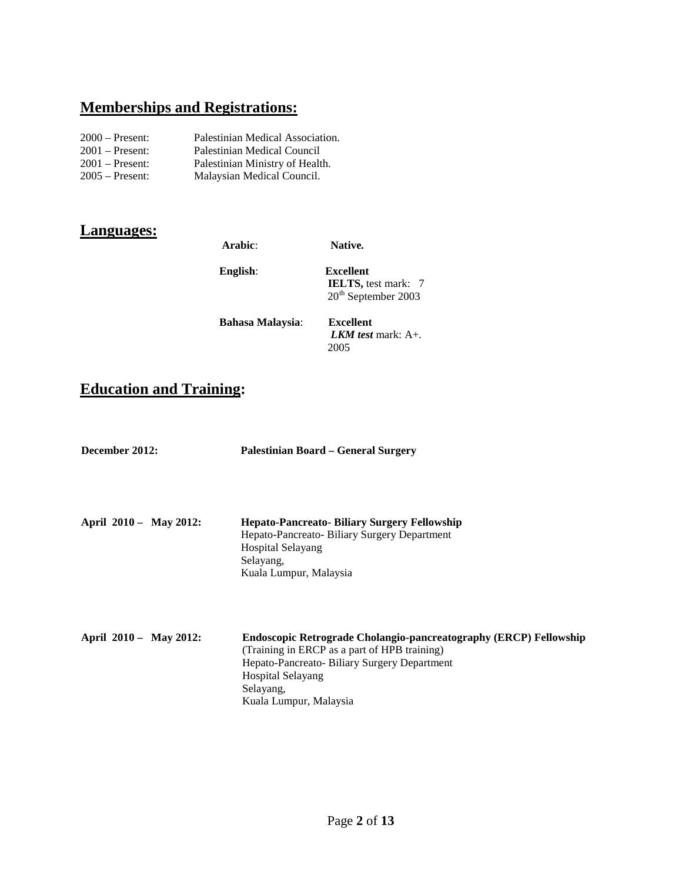## Memberships and Registrations:

2000 – Present: Palestinian Medical Association.
2001 – Present: Palestinian Medical Council
2001 – Present: Palestinian Ministry of Health.
2005 – Present: Malaysian Medical Council.

## Languages:

**Arabic**: **Native.**

**English**: **Excellent**
**IELTS,** test mark: 7
20th September 2003

**Bahasa Malaysia**: **Excellent**
***LKM test*** mark: A+.
2005

## Education and Training:

**December 2012:** **Palestinian Board – General Surgery**

**April 2010 – May 2012:** **Hepato-Pancreato- Biliary Surgery Fellowship**
Hepato-Pancreato- Biliary Surgery Department
Hospital Selayang
Selayang,
Kuala Lumpur, Malaysia

**April 2010 – May 2012:** **Endoscopic Retrograde Cholangio-pancreatography (ERCP) Fellowship**
(Training in ERCP as a part of HPB training)
Hepato-Pancreato- Biliary Surgery Department
Hospital Selayang
Selayang,
Kuala Lumpur, Malaysia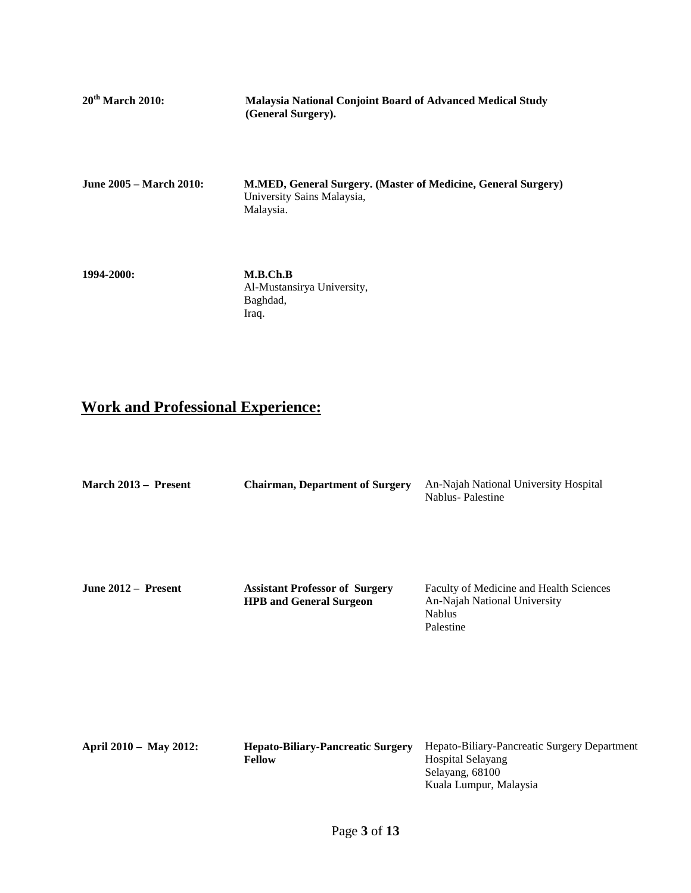**20th March 2010:** **Malaysia National Conjoint Board of Advanced Medical Study (General Surgery).**

**June 2005 – March 2010:** **M.MED, General Surgery. (Master of Medicine, General Surgery)**
University Sains Malaysia,
Malaysia.

**1994-2000:** **M.B.Ch.B**
Al-Mustansirya University,
Baghdad,
Iraq.

## Work and Professional Experience:

**March 2013 – Present** — **Chairman, Department of Surgery**
An-Najah National University Hospital
Nablus- Palestine

**June 2012 – Present** — **Assistant Professor of Surgery**
**HPB and General Surgeon**
Faculty of Medicine and Health Sciences
An-Najah National University
Nablus
Palestine

**April 2010 – May 2012:** — **Hepato-Biliary-Pancreatic Surgery Fellow**
Hepato-Biliary-Pancreatic Surgery Department
Hospital Selayang
Selayang, 68100
Kuala Lumpur, Malaysia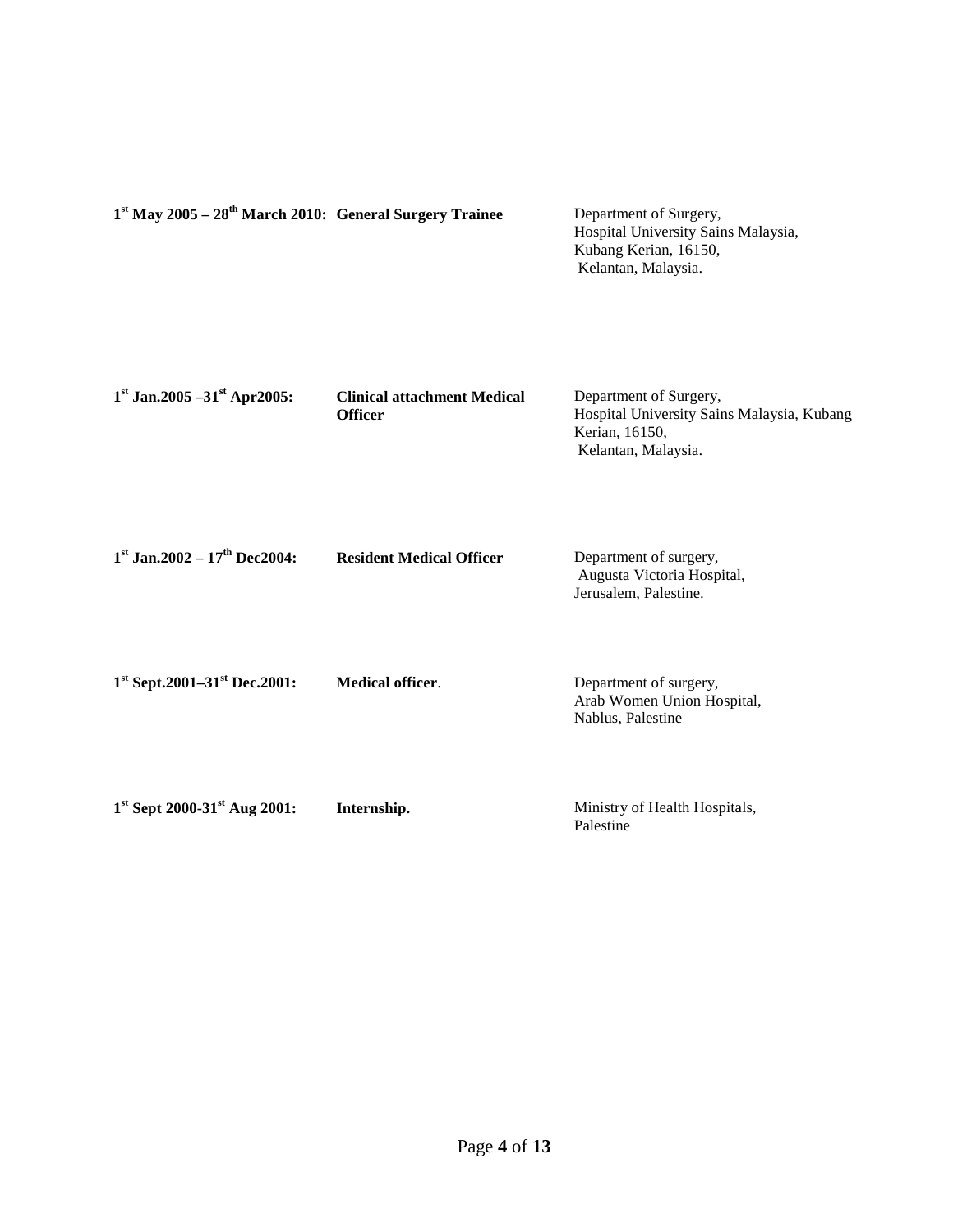| | | |
|---|---|---|
| **1st May 2005 – 28th March 2010:** | **General Surgery Trainee** | Department of Surgery,<br>Hospital University Sains Malaysia,<br>Kubang Kerian, 16150,<br>Kelantan, Malaysia. |
| **1st Jan.2005 –31st Apr2005:** | **Clinical attachment Medical Officer** | Department of Surgery,<br>Hospital University Sains Malaysia, Kubang Kerian, 16150,<br>Kelantan, Malaysia. |
| **1st Jan.2002 – 17th Dec2004:** | **Resident Medical Officer** | Department of surgery,<br>Augusta Victoria Hospital,<br>Jerusalem, Palestine. |
| **1st Sept.2001–31st Dec.2001:** | **Medical officer**. | Department of surgery,<br>Arab Women Union Hospital,<br>Nablus, Palestine |
| **1st Sept 2000-31st Aug 2001:** | **Internship.** | Ministry of Health Hospitals,<br>Palestine |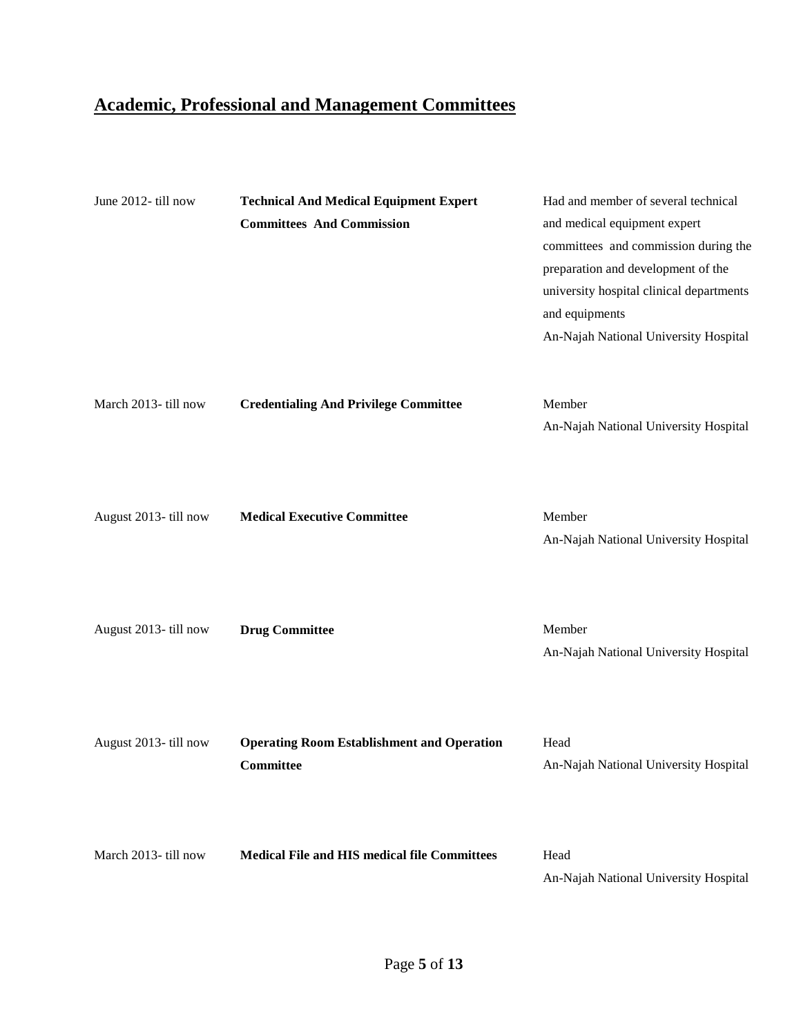## Academic, Professional and Management Committees

| | | |
|---|---|---|
| June 2012- till now | **Technical And Medical Equipment Expert Committees And Commission** | Had and member of several technical and medical equipment expert committees and commission during the preparation and development of the university hospital clinical departments and equipments<br>An-Najah National University Hospital |
| March 2013- till now | **Credentialing And Privilege Committee** | Member<br>An-Najah National University Hospital |
| August 2013- till now | **Medical Executive Committee** | Member<br>An-Najah National University Hospital |
| August 2013- till now | **Drug Committee** | Member<br>An-Najah National University Hospital |
| August 2013- till now | **Operating Room Establishment and Operation Committee** | Head<br>An-Najah National University Hospital |
| March 2013- till now | **Medical File and HIS medical file Committees** | Head<br>An-Najah National University Hospital |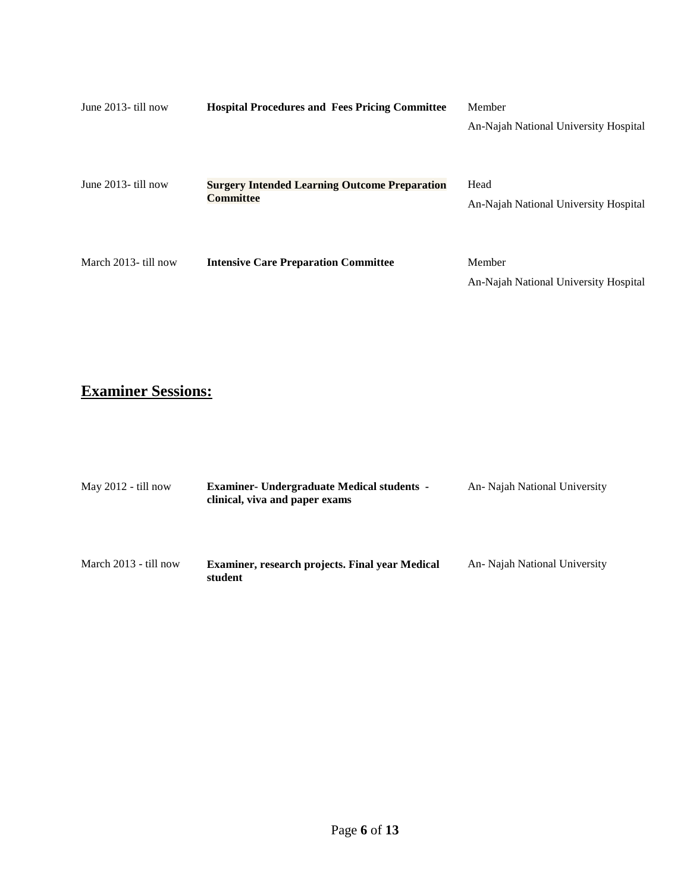| | | |
|---|---|---|
| June 2013- till now | **Hospital Procedures and Fees Pricing Committee** | Member<br>An-Najah National University Hospital |
| June 2013- till now | **Surgery Intended Learning Outcome Preparation Committee** | Head<br>An-Najah National University Hospital |
| March 2013- till now | **Intensive Care Preparation Committee** | Member<br>An-Najah National University Hospital |

## **Examiner Sessions:**

| | | |
|---|---|---|
| May 2012 - till now | **Examiner- Undergraduate Medical students - clinical, viva and paper exams** | An- Najah National University |
| March 2013 - till now | **Examiner, research projects. Final year Medical student** | An- Najah National University |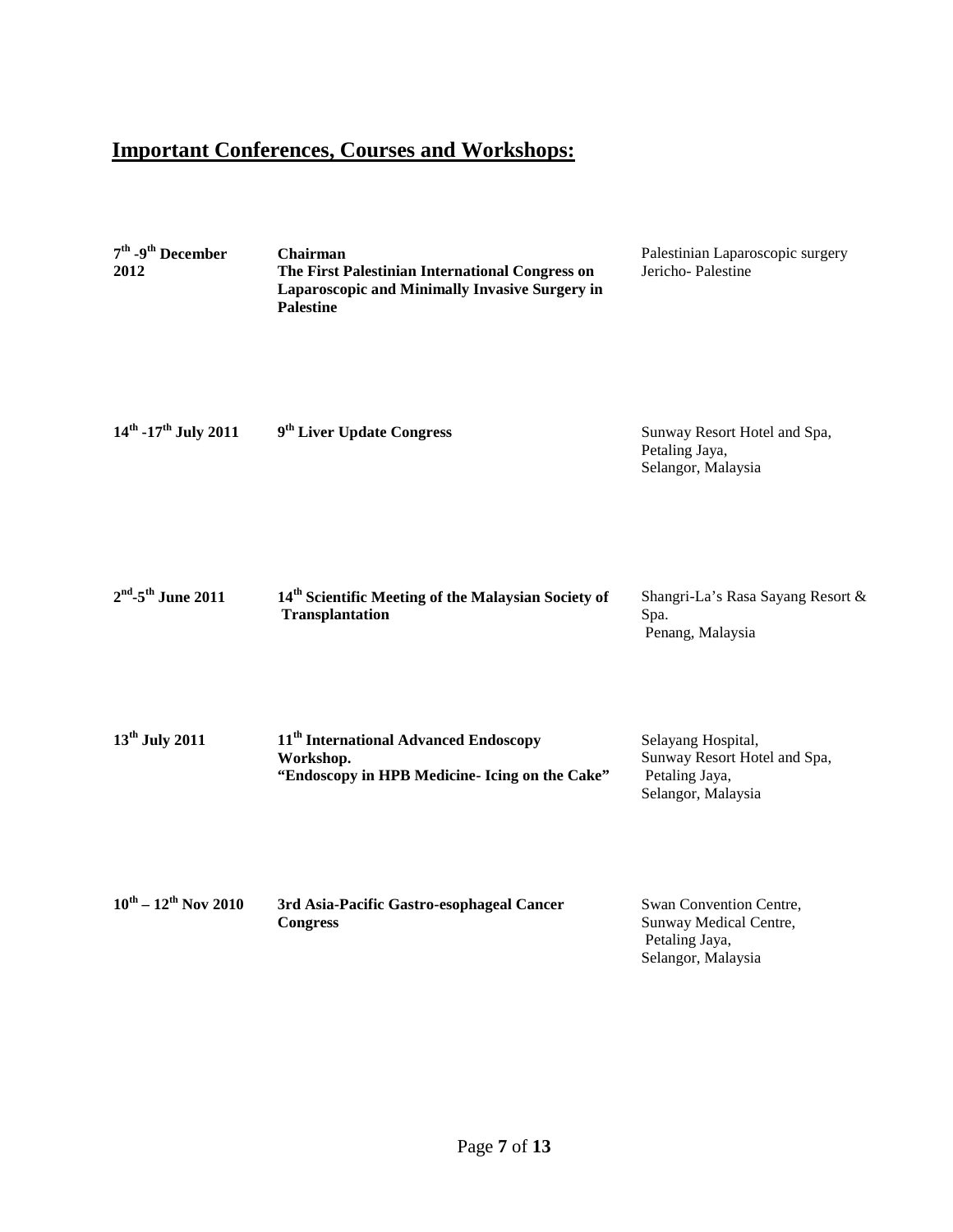## Important Conferences, Courses and Workshops:

| Date | Event | Venue |
|---|---|---|
| **7th -9th December 2012** | **Chairman**<br>**The First Palestinian International Congress on Laparoscopic and Minimally Invasive Surgery in Palestine** | Palestinian Laparoscopic surgery<br>Jericho- Palestine |
| **14th -17th July 2011** | **9th Liver Update Congress** | Sunway Resort Hotel and Spa,<br>Petaling Jaya,<br>Selangor, Malaysia |
| **2nd-5th June 2011** | **14th Scientific Meeting of the Malaysian Society of Transplantation** | Shangri-La's Rasa Sayang Resort & Spa.<br>Penang, Malaysia |
| **13th July 2011** | **11th International Advanced Endoscopy Workshop.**<br>**"Endoscopy in HPB Medicine- Icing on the Cake"** | Selayang Hospital,<br>Sunway Resort Hotel and Spa,<br>Petaling Jaya,<br>Selangor, Malaysia |
| **10th – 12th Nov 2010** | **3rd Asia-Pacific Gastro-esophageal Cancer Congress** | Swan Convention Centre,<br>Sunway Medical Centre,<br>Petaling Jaya,<br>Selangor, Malaysia |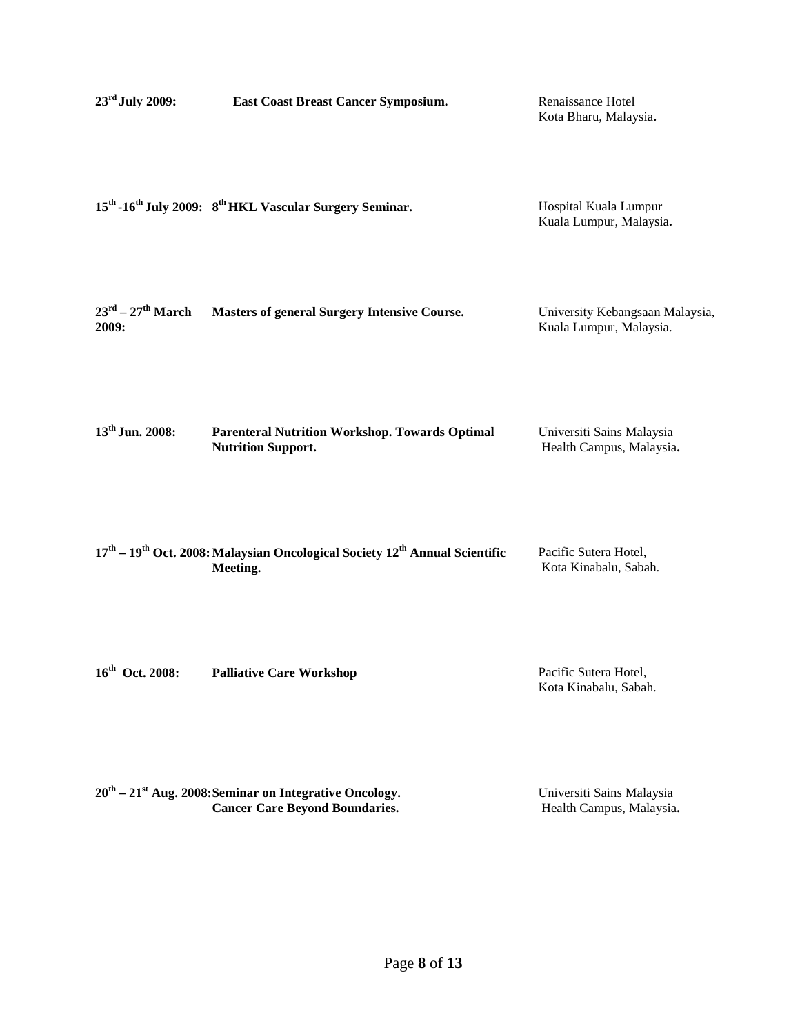| | | |
|---|---|---|
| **23rd July 2009:** | **East Coast Breast Cancer Symposium.** | Renaissance Hotel<br>Kota Bharu, Malaysia**.** |
| **15th -16th July 2009:** | **8th HKL Vascular Surgery Seminar.** | Hospital Kuala Lumpur<br>Kuala Lumpur, Malaysia**.** |
| **23rd – 27th March 2009:** | **Masters of general Surgery Intensive Course.** | University Kebangsaan Malaysia,<br>Kuala Lumpur, Malaysia. |
| **13th Jun. 2008:** | **Parenteral Nutrition Workshop. Towards Optimal Nutrition Support.** | Universiti Sains Malaysia<br>Health Campus, Malaysia**.** |
| **17th – 19th Oct. 2008:** | **Malaysian Oncological Society 12th Annual Scientific Meeting.** | Pacific Sutera Hotel,<br>Kota Kinabalu, Sabah. |
| **16th Oct. 2008:** | **Palliative Care Workshop** | Pacific Sutera Hotel,<br>Kota Kinabalu, Sabah. |
| **20th – 21st Aug. 2008:** | **Seminar on Integrative Oncology. Cancer Care Beyond Boundaries.** | Universiti Sains Malaysia<br>Health Campus, Malaysia**.** |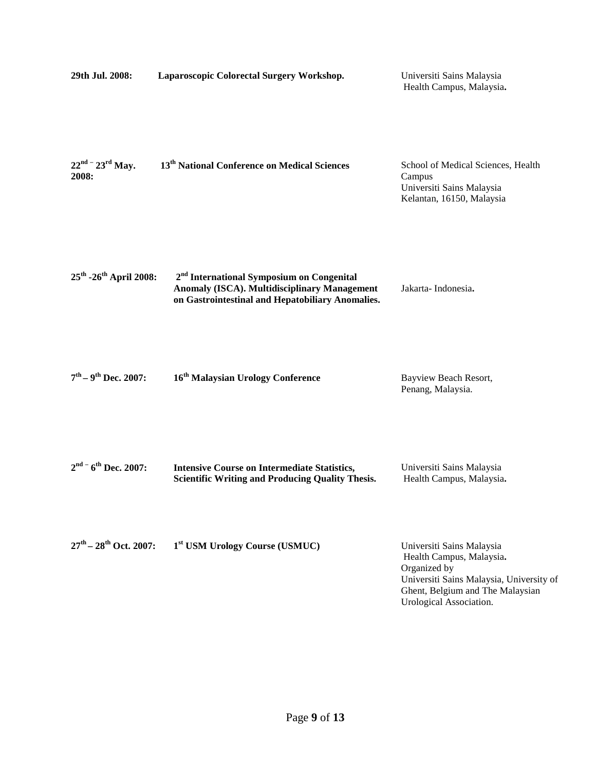| | | |
|---|---|---|
| **29th Jul. 2008:** | **Laparoscopic Colorectal Surgery Workshop.** | Universiti Sains Malaysia Health Campus, Malaysia**.** |
| **22nd – 23rd May. 2008:** | **13th National Conference on Medical Sciences** | School of Medical Sciences, Health Campus Universiti Sains Malaysia Kelantan, 16150, Malaysia |
| **25th -26th April 2008:** | **2nd International Symposium on Congenital Anomaly (ISCA). Multidisciplinary Management on Gastrointestinal and Hepatobiliary Anomalies.** | Jakarta- Indonesia**.** |
| **7th – 9th Dec. 2007:** | **16th Malaysian Urology Conference** | Bayview Beach Resort, Penang, Malaysia. |
| **2nd – 6th Dec. 2007:** | **Intensive Course on Intermediate Statistics, Scientific Writing and Producing Quality Thesis.** | Universiti Sains Malaysia Health Campus, Malaysia**.** |
| **27th – 28th Oct. 2007:** | **1st USM Urology Course (USMUC)** | Universiti Sains Malaysia Health Campus, Malaysia**.** Organized by Universiti Sains Malaysia, University of Ghent, Belgium and The Malaysian Urological Association. |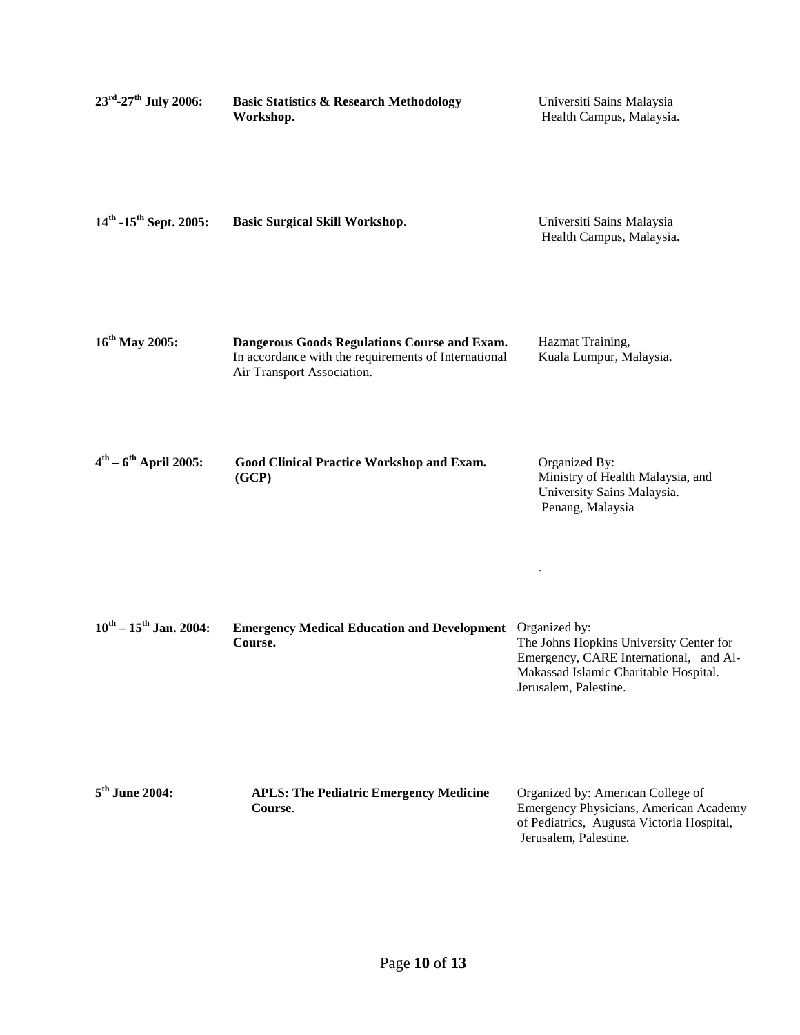| | | |
|---|---|---|
| **23rd-27th July 2006:** | **Basic Statistics & Research Methodology Workshop.** | Universiti Sains Malaysia Health Campus, Malaysia**.** |
| **14th -15th Sept. 2005:** | **Basic Surgical Skill Workshop**. | Universiti Sains Malaysia Health Campus, Malaysia**.** |
| **16th May 2005:** | **Dangerous Goods Regulations Course and Exam.** In accordance with the requirements of International Air Transport Association. | Hazmat Training, Kuala Lumpur, Malaysia. |
| **4th – 6th April 2005:** | **Good Clinical Practice Workshop and Exam. (GCP)** | Organized By: Ministry of Health Malaysia, and University Sains Malaysia. Penang, Malaysia |
| **10th – 15th Jan. 2004:** | **Emergency Medical Education and Development Course.** | Organized by: The Johns Hopkins University Center for Emergency, CARE International, and Al-Makassad Islamic Charitable Hospital. Jerusalem, Palestine. |
| **5th June 2004:** | **APLS: The Pediatric Emergency Medicine Course**. | Organized by: American College of Emergency Physicians, American Academy of Pediatrics, Augusta Victoria Hospital, Jerusalem, Palestine. |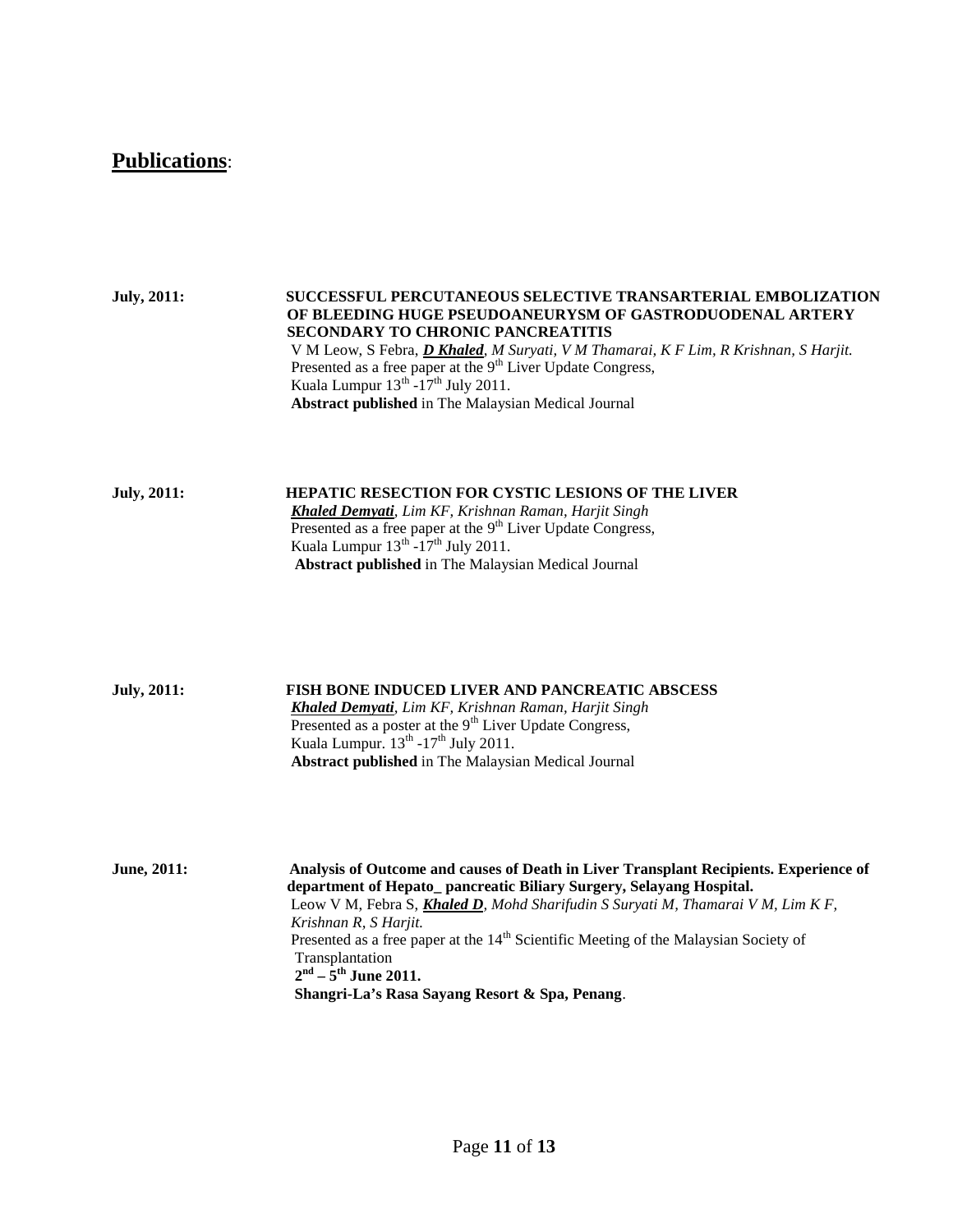# **Publications**:

**July, 2011:**

**SUCCESSFUL PERCUTANEOUS SELECTIVE TRANSARTERIAL EMBOLIZATION OF BLEEDING HUGE PSEUDOANEURYSM OF GASTRODUODENAL ARTERY SECONDARY TO CHRONIC PANCREATITIS**

V M Leow, S Febra, ***D Khaled***, *M Suryati, V M Thamarai, K F Lim, R Krishnan, S Harjit.*

Presented as a free paper at the 9th Liver Update Congress,

Kuala Lumpur 13th -17th July 2011.

**Abstract published** in The Malaysian Medical Journal

**July, 2011:**

**HEPATIC RESECTION FOR CYSTIC LESIONS OF THE LIVER**

***Khaled Demyati***, *Lim KF, Krishnan Raman, Harjit Singh*

Presented as a free paper at the 9th Liver Update Congress,

Kuala Lumpur 13th -17th July 2011.

**Abstract published** in The Malaysian Medical Journal

**July, 2011:**

**FISH BONE INDUCED LIVER AND PANCREATIC ABSCESS**

***Khaled Demyati***, *Lim KF, Krishnan Raman, Harjit Singh*

Presented as a poster at the 9th Liver Update Congress,

Kuala Lumpur. 13th -17th July 2011.

**Abstract published** in The Malaysian Medical Journal

**June, 2011:**

**Analysis of Outcome and causes of Death in Liver Transplant Recipients. Experience of department of Hepato_ pancreatic Biliary Surgery, Selayang Hospital.**

Leow V M, Febra S, ***Khaled D***, *Mohd Sharifudin S Suryati M, Thamarai V M, Lim K F, Krishnan R, S Harjit.*

Presented as a free paper at the 14th Scientific Meeting of the Malaysian Society of Transplantation

**2nd – 5th June 2011.**

**Shangri-La's Rasa Sayang Resort & Spa, Penang**.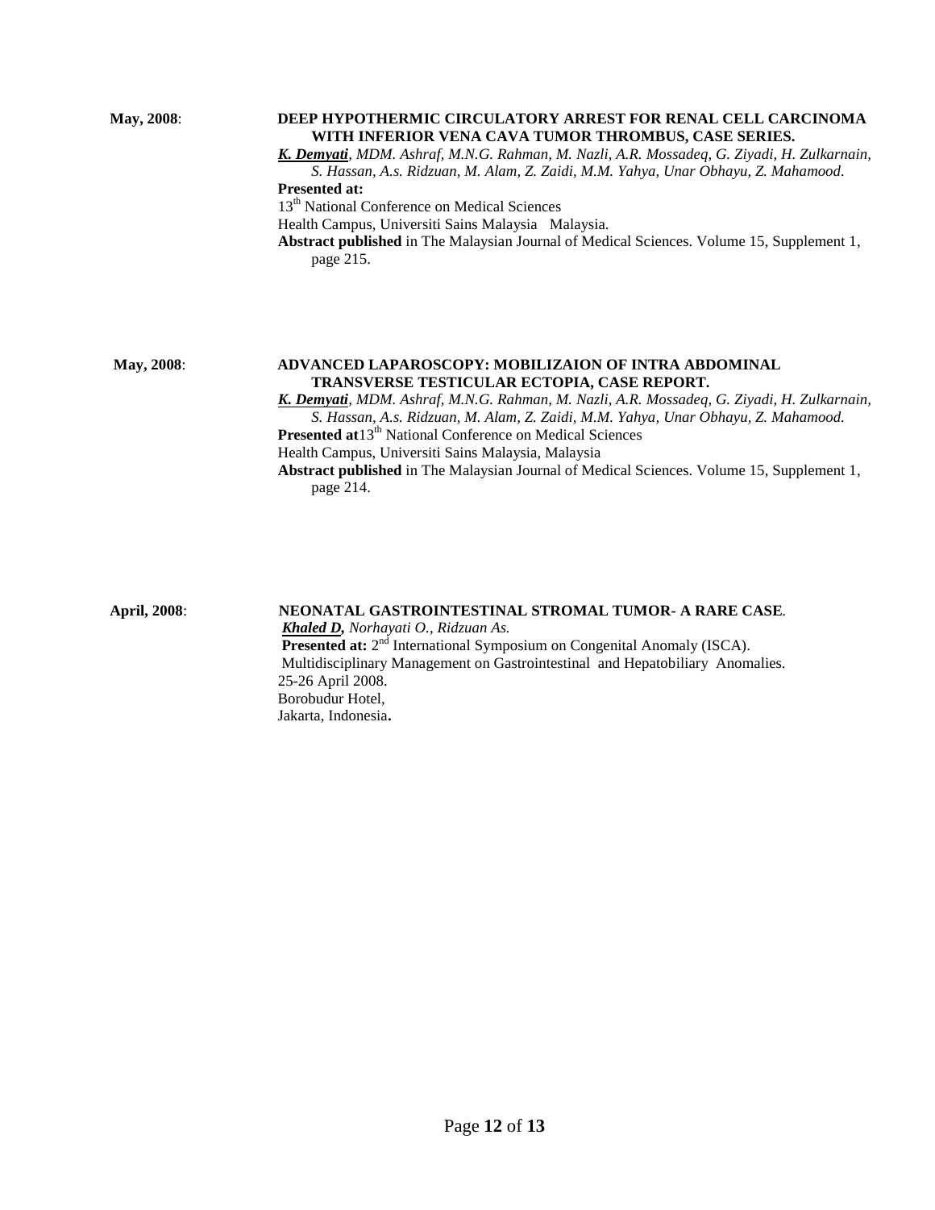**May, 2008**: **DEEP HYPOTHERMIC CIRCULATORY ARREST FOR RENAL CELL CARCINOMA WITH INFERIOR VENA CAVA TUMOR THROMBUS, CASE SERIES.**

***K. Demyati**, MDM. Ashraf, M.N.G. Rahman, M. Nazli, A.R. Mossadeq, G. Ziyadi, H. Zulkarnain, S. Hassan, A.s. Ridzuan, M. Alam, Z. Zaidi, M.M. Yahya, Unar Obhayu, Z. Mahamood.*

**Presented at:**

13th National Conference on Medical Sciences

Health Campus, Universiti Sains Malaysia Malaysia.

**Abstract published** in The Malaysian Journal of Medical Sciences. Volume 15, Supplement 1, page 215.

**May, 2008**: **ADVANCED LAPAROSCOPY: MOBILIZAION OF INTRA ABDOMINAL TRANSVERSE TESTICULAR ECTOPIA, CASE REPORT.**

***K. Demyati**, MDM. Ashraf, M.N.G. Rahman, M. Nazli, A.R. Mossadeq, G. Ziyadi, H. Zulkarnain, S. Hassan, A.s. Ridzuan, M. Alam, Z. Zaidi, M.M. Yahya, Unar Obhayu, Z. Mahamood.*

**Presented at**13th National Conference on Medical Sciences

Health Campus, Universiti Sains Malaysia, Malaysia

**Abstract published** in The Malaysian Journal of Medical Sciences. Volume 15, Supplement 1, page 214.

**April, 2008**: **NEONATAL GASTROINTESTINAL STROMAL TUMOR- A RARE CASE**.

***Khaled D**, Norhayati O., Ridzuan As.*

**Presented at:** 2nd International Symposium on Congenital Anomaly (ISCA).

Multidisciplinary Management on Gastrointestinal and Hepatobiliary Anomalies.

25-26 April 2008.

Borobudur Hotel,

Jakarta, Indonesia**.**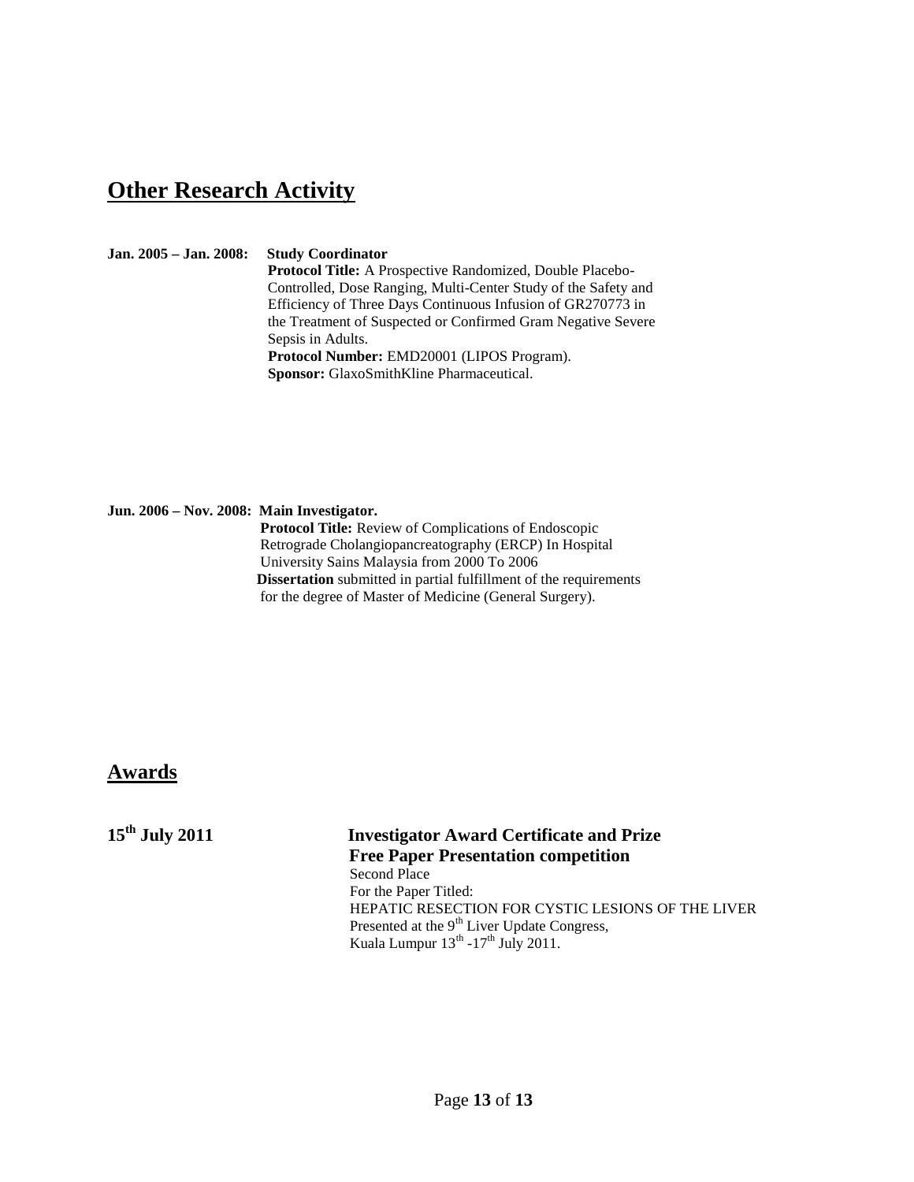## Other Research Activity

**Jan. 2005 – Jan. 2008:** **Study Coordinator**

**Protocol Title:** A Prospective Randomized, Double Placebo-Controlled, Dose Ranging, Multi-Center Study of the Safety and Efficiency of Three Days Continuous Infusion of GR270773 in the Treatment of Suspected or Confirmed Gram Negative Severe Sepsis in Adults.

**Protocol Number:** EMD20001 (LIPOS Program).

**Sponsor:** GlaxoSmithKline Pharmaceutical.

**Jun. 2006 – Nov. 2008:** **Main Investigator.**

**Protocol Title:** Review of Complications of Endoscopic Retrograde Cholangiopancreatography (ERCP) In Hospital University Sains Malaysia from 2000 To 2006

**Dissertation** submitted in partial fulfillment of the requirements for the degree of Master of Medicine (General Surgery).

## Awards

**15th July 2011** **Investigator Award Certificate and Prize**
**Free Paper Presentation competition**

Second Place
For the Paper Titled:
HEPATIC RESECTION FOR CYSTIC LESIONS OF THE LIVER
Presented at the 9th Liver Update Congress,
Kuala Lumpur 13th -17th July 2011.